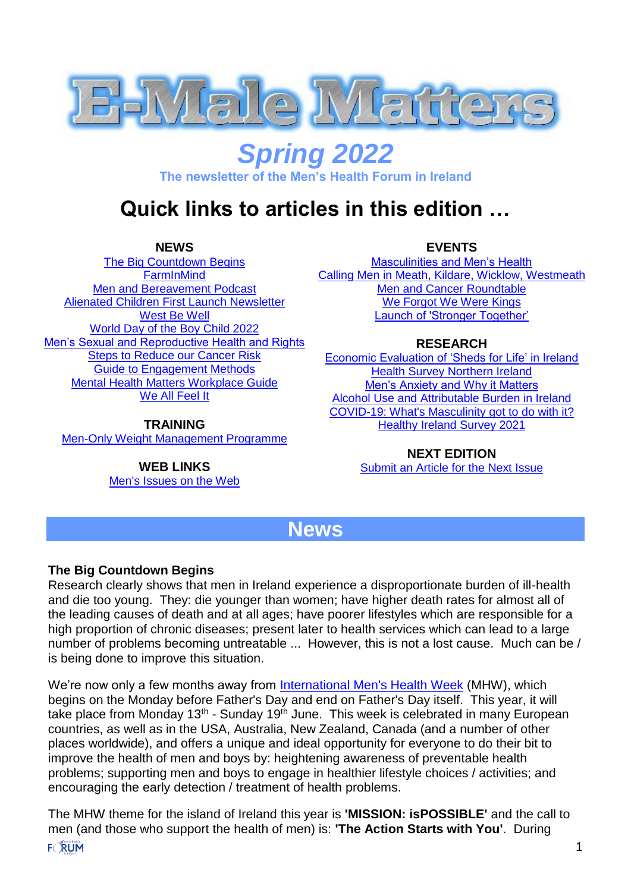# E-Male Matters

## *Spring 2022*

**The newsletter of the Men's Health Forum in Ireland**

# Quick links to articles in this edition …

**NEWS**

- The Big Countdown Begins
- FarmInMind
- Men and Bereavement Podcast
- Alienated Children First Launch Newsletter
- West Be Well
- World Day of the Boy Child 2022
- Men's Sexual and Reproductive Health and Rights
- Steps to Reduce our Cancer Risk
- Guide to Engagement Methods
- Mental Health Matters Workplace Guide
- We All Feel It

**TRAINING**

- Men-Only Weight Management Programme

**WEB LINKS**

- Men's Issues on the Web

**EVENTS**

- Masculinities and Men's Health
- Calling Men in Meath, Kildare, Wicklow, Westmeath
- Men and Cancer Roundtable
- We Forgot We Were Kings
- Launch of 'Stronger Together'

**RESEARCH**

- Economic Evaluation of 'Sheds for Life' in Ireland
- Health Survey Northern Ireland
- Men's Anxiety and Why it Matters
- Alcohol Use and Attributable Burden in Ireland
- COVID-19: What's Masculinity got to do with it?
- Healthy Ireland Survey 2021

**NEXT EDITION**

- Submit an Article for the Next Issue

## News

### The Big Countdown Begins

Research clearly shows that men in Ireland experience a disproportionate burden of ill-health and die too young. They: die younger than women; have higher death rates for almost all of the leading causes of death and at all ages; have poorer lifestyles which are responsible for a high proportion of chronic diseases; present later to health services which can lead to a large number of problems becoming untreatable ... However, this is not a lost cause. Much can be / is being done to improve this situation.

We're now only a few months away from International Men's Health Week (MHW), which begins on the Monday before Father's Day and end on Father's Day itself. This year, it will take place from Monday 13th - Sunday 19th June. This week is celebrated in many European countries, as well as in the USA, Australia, New Zealand, Canada (and a number of other places worldwide), and offers a unique and ideal opportunity for everyone to do their bit to improve the health of men and boys by: heightening awareness of preventable health problems; supporting men and boys to engage in healthier lifestyle choices / activities; and encouraging the early detection / treatment of health problems.

The MHW theme for the island of Ireland this year is **'MISSION: isPOSSIBLE'** and the call to men (and those who support the health of men) is: **'The Action Starts with You'**. During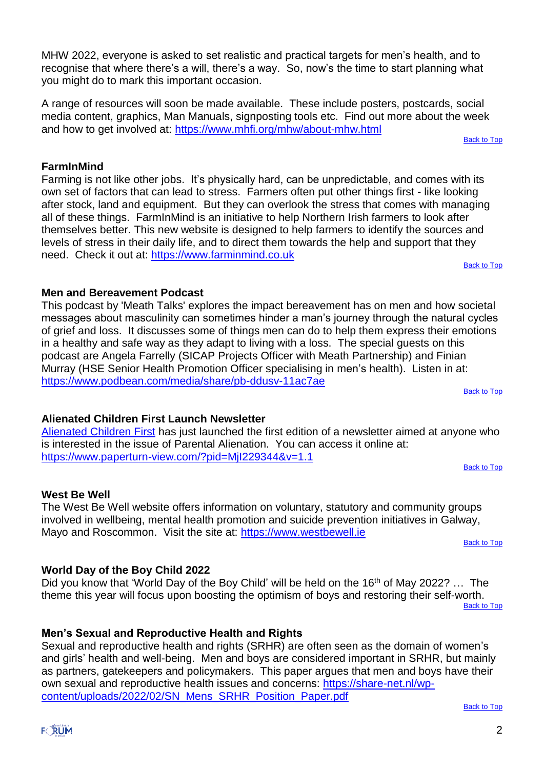MHW 2022, everyone is asked to set realistic and practical targets for men's health, and to recognise that where there's a will, there's a way. So, now's the time to start planning what you might do to mark this important occasion.

A range of resources will soon be made available. These include posters, postcards, social media content, graphics, Man Manuals, signposting tools etc. Find out more about the week and how to get involved at: https://www.mhfi.org/mhw/about-mhw.html

Back to Top

### FarmInMind

Farming is not like other jobs. It's physically hard, can be unpredictable, and comes with its own set of factors that can lead to stress. Farmers often put other things first - like looking after stock, land and equipment. But they can overlook the stress that comes with managing all of these things. FarmInMind is an initiative to help Northern Irish farmers to look after themselves better. This new website is designed to help farmers to identify the sources and levels of stress in their daily life, and to direct them towards the help and support that they need. Check it out at: https://www.farminmind.co.uk

Back to Top

### Men and Bereavement Podcast

This podcast by 'Meath Talks' explores the impact bereavement has on men and how societal messages about masculinity can sometimes hinder a man's journey through the natural cycles of grief and loss. It discusses some of things men can do to help them express their emotions in a healthy and safe way as they adapt to living with a loss. The special guests on this podcast are Angela Farrelly (SICAP Projects Officer with Meath Partnership) and Finian Murray (HSE Senior Health Promotion Officer specialising in men's health). Listen in at: https://www.podbean.com/media/share/pb-ddusv-11ac7ae

Back to Top

### Alienated Children First Launch Newsletter

Alienated Children First has just launched the first edition of a newsletter aimed at anyone who is interested in the issue of Parental Alienation. You can access it online at: https://www.paperturn-view.com/?pid=MjI229344&v=1.1

Back to Top

### West Be Well

The West Be Well website offers information on voluntary, statutory and community groups involved in wellbeing, mental health promotion and suicide prevention initiatives in Galway, Mayo and Roscommon. Visit the site at: https://www.westbewell.ie

Back to Top

### World Day of the Boy Child 2022

Did you know that 'World Day of the Boy Child' will be held on the 16th of May 2022? … The theme this year will focus upon boosting the optimism of boys and restoring their self-worth.

Back to Top

### Men's Sexual and Reproductive Health and Rights

Sexual and reproductive health and rights (SRHR) are often seen as the domain of women's and girls' health and well-being. Men and boys are considered important in SRHR, but mainly as partners, gatekeepers and policymakers. This paper argues that men and boys have their own sexual and reproductive health issues and concerns: https://share-net.nl/wp-content/uploads/2022/02/SN_Mens_SRHR_Position_Paper.pdf

Back to Top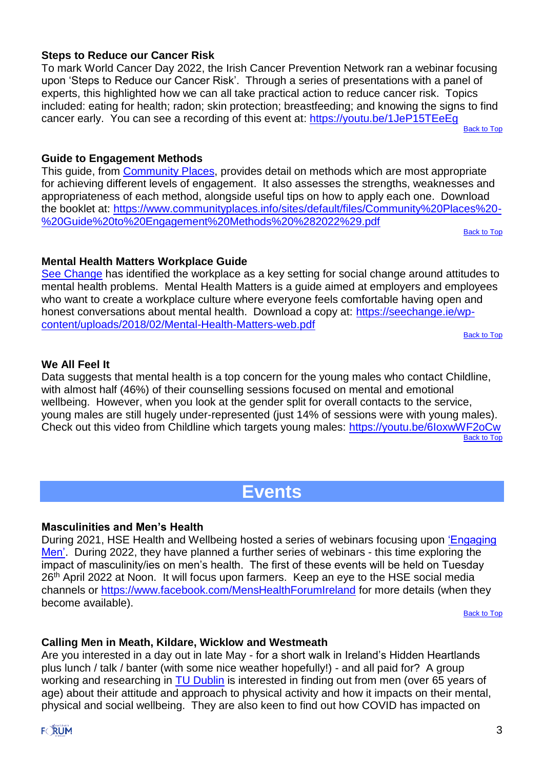### Steps to Reduce our Cancer Risk

To mark World Cancer Day 2022, the Irish Cancer Prevention Network ran a webinar focusing upon 'Steps to Reduce our Cancer Risk'. Through a series of presentations with a panel of experts, this highlighted how we can all take practical action to reduce cancer risk. Topics included: eating for health; radon; skin protection; breastfeeding; and knowing the signs to find cancer early. You can see a recording of this event at: https://youtu.be/1JeP15TEeEg

Back to Top

### Guide to Engagement Methods

This guide, from Community Places, provides detail on methods which are most appropriate for achieving different levels of engagement. It also assesses the strengths, weaknesses and appropriateness of each method, alongside useful tips on how to apply each one. Download the booklet at: https://www.communityplaces.info/sites/default/files/Community%20Places%20-%20Guide%20to%20Engagement%20Methods%20%282022%29.pdf

Back to Top

### Mental Health Matters Workplace Guide

See Change has identified the workplace as a key setting for social change around attitudes to mental health problems. Mental Health Matters is a guide aimed at employers and employees who want to create a workplace culture where everyone feels comfortable having open and honest conversations about mental health. Download a copy at: https://seechange.ie/wp-content/uploads/2018/02/Mental-Health-Matters-web.pdf

Back to Top

### We All Feel It

Data suggests that mental health is a top concern for the young males who contact Childline, with almost half (46%) of their counselling sessions focused on mental and emotional wellbeing. However, when you look at the gender split for overall contacts to the service, young males are still hugely under-represented (just 14% of sessions were with young males). Check out this video from Childline which targets young males: https://youtu.be/6IoxwWF2oCw

Back to Top

## Events

### Masculinities and Men's Health

During 2021, HSE Health and Wellbeing hosted a series of webinars focusing upon 'Engaging Men'. During 2022, they have planned a further series of webinars - this time exploring the impact of masculinity/ies on men's health. The first of these events will be held on Tuesday 26th April 2022 at Noon. It will focus upon farmers. Keep an eye to the HSE social media channels or https://www.facebook.com/MensHealthForumIreland for more details (when they become available).

Back to Top

### Calling Men in Meath, Kildare, Wicklow and Westmeath

Are you interested in a day out in late May - for a short walk in Ireland's Hidden Heartlands plus lunch / talk / banter (with some nice weather hopefully!) - and all paid for? A group working and researching in TU Dublin is interested in finding out from men (over 65 years of age) about their attitude and approach to physical activity and how it impacts on their mental, physical and social wellbeing. They are also keen to find out how COVID has impacted on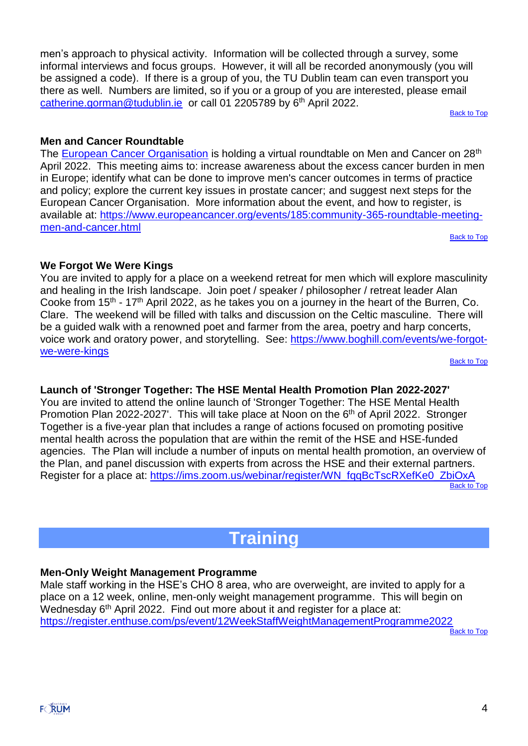men's approach to physical activity. Information will be collected through a survey, some informal interviews and focus groups. However, it will all be recorded anonymously (you will be assigned a code). If there is a group of you, the TU Dublin team can even transport you there as well. Numbers are limited, so if you or a group of you are interested, please email catherine.gorman@tudublin.ie or call 01 2205789 by 6th April 2022.

Back to Top

### Men and Cancer Roundtable

The European Cancer Organisation is holding a virtual roundtable on Men and Cancer on 28th April 2022. This meeting aims to: increase awareness about the excess cancer burden in men in Europe; identify what can be done to improve men's cancer outcomes in terms of practice and policy; explore the current key issues in prostate cancer; and suggest next steps for the European Cancer Organisation. More information about the event, and how to register, is available at: https://www.europeancancer.org/events/185:community-365-roundtable-meeting-men-and-cancer.html

Back to Top

### We Forgot We Were Kings

You are invited to apply for a place on a weekend retreat for men which will explore masculinity and healing in the Irish landscape. Join poet / speaker / philosopher / retreat leader Alan Cooke from 15th - 17th April 2022, as he takes you on a journey in the heart of the Burren, Co. Clare. The weekend will be filled with talks and discussion on the Celtic masculine. There will be a guided walk with a renowned poet and farmer from the area, poetry and harp concerts, voice work and oratory power, and storytelling. See: https://www.boghill.com/events/we-forgot-we-were-kings

Back to Top

### Launch of 'Stronger Together: The HSE Mental Health Promotion Plan 2022-2027'

You are invited to attend the online launch of 'Stronger Together: The HSE Mental Health Promotion Plan 2022-2027'. This will take place at Noon on the 6th of April 2022. Stronger Together is a five-year plan that includes a range of actions focused on promoting positive mental health across the population that are within the remit of the HSE and HSE-funded agencies. The Plan will include a number of inputs on mental health promotion, an overview of the Plan, and panel discussion with experts from across the HSE and their external partners. Register for a place at: https://ims.zoom.us/webinar/register/WN_fqqBcTscRXefKe0_ZbiOxA

Back to Top

## Training

### Men-Only Weight Management Programme

Male staff working in the HSE's CHO 8 area, who are overweight, are invited to apply for a place on a 12 week, online, men-only weight management programme. This will begin on Wednesday 6th April 2022. Find out more about it and register for a place at: https://register.enthuse.com/ps/event/12WeekStaffWeightManagementProgramme2022

Back to Top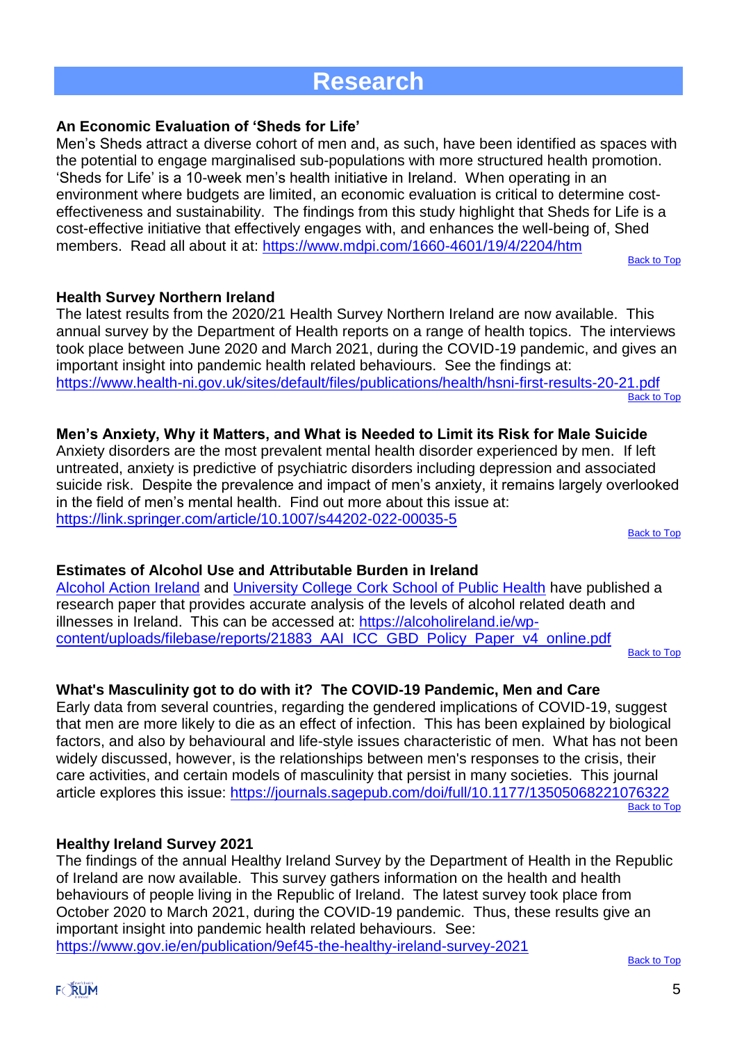# Research

### An Economic Evaluation of 'Sheds for Life'

Men's Sheds attract a diverse cohort of men and, as such, have been identified as spaces with the potential to engage marginalised sub-populations with more structured health promotion. 'Sheds for Life' is a 10-week men's health initiative in Ireland. When operating in an environment where budgets are limited, an economic evaluation is critical to determine cost-effectiveness and sustainability. The findings from this study highlight that Sheds for Life is a cost-effective initiative that effectively engages with, and enhances the well-being of, Shed members. Read all about it at: https://www.mdpi.com/1660-4601/19/4/2204/htm

Back to Top

### Health Survey Northern Ireland

The latest results from the 2020/21 Health Survey Northern Ireland are now available. This annual survey by the Department of Health reports on a range of health topics. The interviews took place between June 2020 and March 2021, during the COVID-19 pandemic, and gives an important insight into pandemic health related behaviours. See the findings at: https://www.health-ni.gov.uk/sites/default/files/publications/health/hsni-first-results-20-21.pdf

Back to Top

### Men's Anxiety, Why it Matters, and What is Needed to Limit its Risk for Male Suicide

Anxiety disorders are the most prevalent mental health disorder experienced by men. If left untreated, anxiety is predictive of psychiatric disorders including depression and associated suicide risk. Despite the prevalence and impact of men's anxiety, it remains largely overlooked in the field of men's mental health. Find out more about this issue at: https://link.springer.com/article/10.1007/s44202-022-00035-5

Back to Top

### Estimates of Alcohol Use and Attributable Burden in Ireland

Alcohol Action Ireland and University College Cork School of Public Health have published a research paper that provides accurate analysis of the levels of alcohol related death and illnesses in Ireland. This can be accessed at: https://alcoholireland.ie/wp-content/uploads/filebase/reports/21883_AAI_ICC_GBD_Policy_Paper_v4_online.pdf

Back to Top

### What's Masculinity got to do with it? The COVID-19 Pandemic, Men and Care

Early data from several countries, regarding the gendered implications of COVID-19, suggest that men are more likely to die as an effect of infection. This has been explained by biological factors, and also by behavioural and life-style issues characteristic of men. What has not been widely discussed, however, is the relationships between men's responses to the crisis, their care activities, and certain models of masculinity that persist in many societies. This journal article explores this issue: https://journals.sagepub.com/doi/full/10.1177/13505068221076322

Back to Top

### Healthy Ireland Survey 2021

The findings of the annual Healthy Ireland Survey by the Department of Health in the Republic of Ireland are now available. This survey gathers information on the health and health behaviours of people living in the Republic of Ireland. The latest survey took place from October 2020 to March 2021, during the COVID-19 pandemic. Thus, these results give an important insight into pandemic health related behaviours. See: https://www.gov.ie/en/publication/9ef45-the-healthy-ireland-survey-2021

Back to Top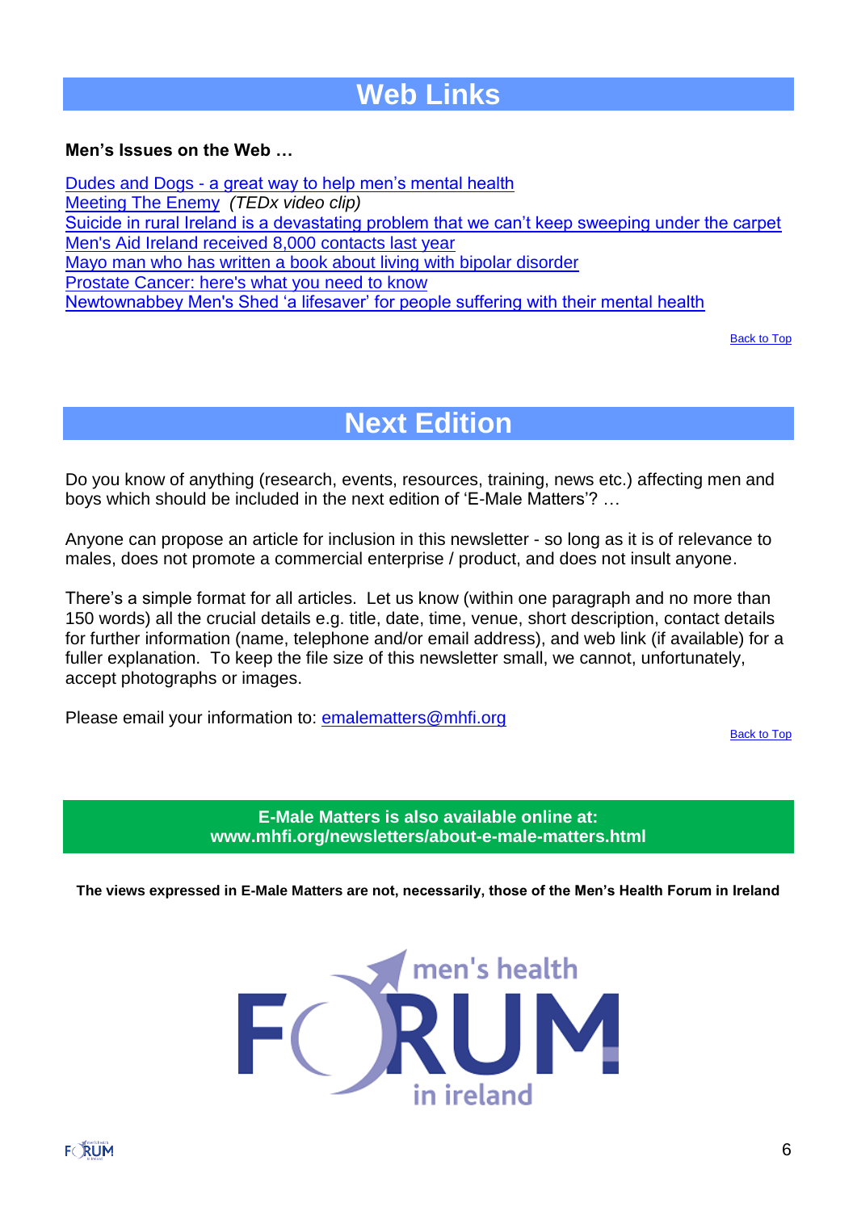# Web Links

**Men's Issues on the Web …**

Dudes and Dogs - a great way to help men's mental health
Meeting The Enemy *(TEDx video clip)*
Suicide in rural Ireland is a devastating problem that we can't keep sweeping under the carpet
Men's Aid Ireland received 8,000 contacts last year
Mayo man who has written a book about living with bipolar disorder
Prostate Cancer: here's what you need to know
Newtownabbey Men's Shed 'a lifesaver' for people suffering with their mental health

Back to Top

# Next Edition

Do you know of anything (research, events, resources, training, news etc.) affecting men and boys which should be included in the next edition of 'E-Male Matters'? …

Anyone can propose an article for inclusion in this newsletter - so long as it is of relevance to males, does not promote a commercial enterprise / product, and does not insult anyone.

There's a simple format for all articles. Let us know (within one paragraph and no more than 150 words) all the crucial details e.g. title, date, time, venue, short description, contact details for further information (name, telephone and/or email address), and web link (if available) for a fuller explanation. To keep the file size of this newsletter small, we cannot, unfortunately, accept photographs or images.

Please email your information to: emalematters@mhfi.org

Back to Top

**E-Male Matters is also available online at:**
**www.mhfi.org/newsletters/about-e-male-matters.html**

**The views expressed in E-Male Matters are not, necessarily, those of the Men's Health Forum in Ireland**

men's health FORUM in ireland